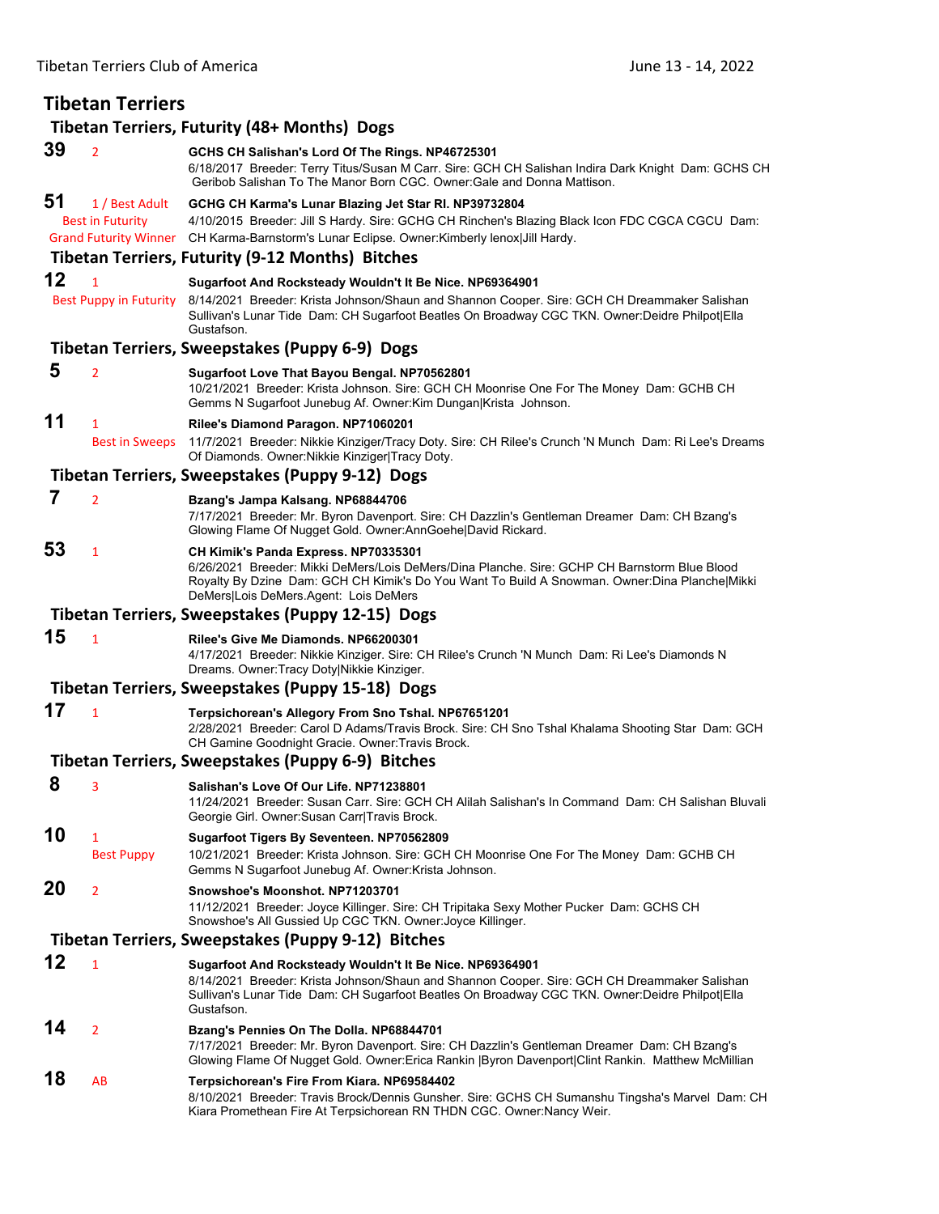# Tibetan Terriers

## Tibetan Terriers, Futurity (48+ Months) Dogs

**39** 2 **GCHS CH Salishan's Lord Of The Rings. NP46725301**
6/18/2017 Breeder: Terry Titus/Susan M Carr. Sire: GCH CH Salishan Indira Dark Knight Dam: GCHS CH Geribob Salishan To The Manor Born CGC. Owner:Gale and Donna Mattison.

**51** 1 / Best Adult, Best in Futurity, Grand Futurity Winner **GCHG CH Karma's Lunar Blazing Jet Star RI. NP39732804**
4/10/2015 Breeder: Jill S Hardy. Sire: GCHG CH Rinchen's Blazing Black Icon FDC CGCA CGCU Dam: CH Karma-Barnstorm's Lunar Eclipse. Owner:Kimberly lenox|Jill Hardy.

## Tibetan Terriers, Futurity (9-12 Months) Bitches

**12** 1 Best Puppy in Futurity **Sugarfoot And Rocksteady Wouldn't It Be Nice. NP69364901**
8/14/2021 Breeder: Krista Johnson/Shaun and Shannon Cooper. Sire: GCH CH Dreammaker Salishan Sullivan's Lunar Tide Dam: CH Sugarfoot Beatles On Broadway CGC TKN. Owner:Deidre Philpot|Ella Gustafson.

## Tibetan Terriers, Sweepstakes (Puppy 6-9) Dogs

**5** 2 **Sugarfoot Love That Bayou Bengal. NP70562801**
10/21/2021 Breeder: Krista Johnson. Sire: GCH CH Moonrise One For The Money Dam: GCHB CH Gemms N Sugarfoot Junebug Af. Owner:Kim Dungan|Krista Johnson.

**11** 1 Best in Sweeps **Rilee's Diamond Paragon. NP71060201**
11/7/2021 Breeder: Nikkie Kinziger/Tracy Doty. Sire: CH Rilee's Crunch 'N Munch Dam: Ri Lee's Dreams Of Diamonds. Owner:Nikkie Kinziger|Tracy Doty.

## Tibetan Terriers, Sweepstakes (Puppy 9-12) Dogs

**7** 2 **Bzang's Jampa Kalsang. NP68844706**
7/17/2021 Breeder: Mr. Byron Davenport. Sire: CH Dazzlin's Gentleman Dreamer Dam: CH Bzang's Glowing Flame Of Nugget Gold. Owner:AnnGoehe|David Rickard.

**53** 1 **CH Kimik's Panda Express. NP70335301**
6/26/2021 Breeder: Mikki DeMers/Lois DeMers/Dina Planche. Sire: GCHP CH Barnstorm Blue Blood Royalty By Dzine Dam: GCH CH Kimik's Do You Want To Build A Snowman. Owner:Dina Planche|Mikki DeMers|Lois DeMers.Agent: Lois DeMers

## Tibetan Terriers, Sweepstakes (Puppy 12-15) Dogs

**15** 1 **Rilee's Give Me Diamonds. NP66200301**
4/17/2021 Breeder: Nikkie Kinziger. Sire: CH Rilee's Crunch 'N Munch Dam: Ri Lee's Diamonds N Dreams. Owner:Tracy Doty|Nikkie Kinziger.

## Tibetan Terriers, Sweepstakes (Puppy 15-18) Dogs

**17** 1 **Terpsichorean's Allegory From Sno Tshal. NP67651201**
2/28/2021 Breeder: Carol D Adams/Travis Brock. Sire: CH Sno Tshal Khalama Shooting Star Dam: GCH CH Gamine Goodnight Gracie. Owner:Travis Brock.

## Tibetan Terriers, Sweepstakes (Puppy 6-9) Bitches

**8** 3 **Salishan's Love Of Our Life. NP71238801**
11/24/2021 Breeder: Susan Carr. Sire: GCH CH Alilah Salishan's In Command Dam: CH Salishan Bluvali Georgie Girl. Owner:Susan Carr|Travis Brock.

**10** 1 Best Puppy **Sugarfoot Tigers By Seventeen. NP70562809**
10/21/2021 Breeder: Krista Johnson. Sire: GCH CH Moonrise One For The Money Dam: GCHB CH Gemms N Sugarfoot Junebug Af. Owner:Krista Johnson.

**20** 2 **Snowshoe's Moonshot. NP71203701**
11/12/2021 Breeder: Joyce Killinger. Sire: CH Tripitaka Sexy Mother Pucker Dam: GCHS CH Snowshoe's All Gussied Up CGC TKN. Owner:Joyce Killinger.

## Tibetan Terriers, Sweepstakes (Puppy 9-12) Bitches

**12** 1 **Sugarfoot And Rocksteady Wouldn't It Be Nice. NP69364901**
8/14/2021 Breeder: Krista Johnson/Shaun and Shannon Cooper. Sire: GCH CH Dreammaker Salishan Sullivan's Lunar Tide Dam: CH Sugarfoot Beatles On Broadway CGC TKN. Owner:Deidre Philpot|Ella Gustafson.

**14** 2 **Bzang's Pennies On The Dolla. NP68844701**
7/17/2021 Breeder: Mr. Byron Davenport. Sire: CH Dazzlin's Gentleman Dreamer Dam: CH Bzang's Glowing Flame Of Nugget Gold. Owner:Erica Rankin |Byron Davenport|Clint Rankin. Matthew McMillian

**18** AB **Terpsichorean's Fire From Kiara. NP69584402**
8/10/2021 Breeder: Travis Brock/Dennis Gunsher. Sire: GCHS CH Sumanshu Tingsha's Marvel Dam: CH Kiara Promethean Fire At Terpsichorean RN THDN CGC. Owner:Nancy Weir.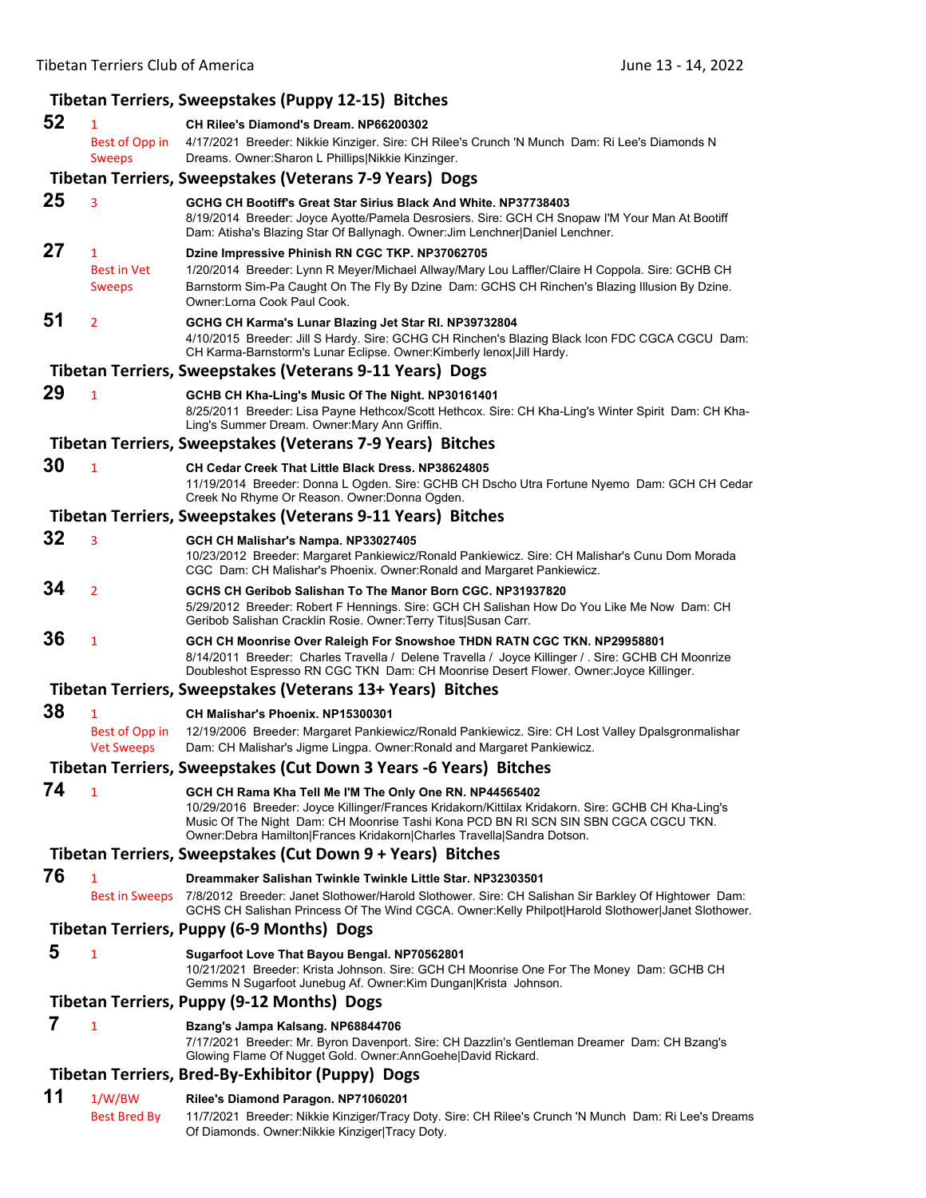### Tibetan Terriers, Sweepstakes (Puppy 12-15) Bitches

**52** 1 Best of Opp in Sweeps
**CH Rilee's Diamond's Dream. NP66200302**
4/17/2021 Breeder: Nikkie Kinziger. Sire: CH Rilee's Crunch 'N Munch Dam: Ri Lee's Diamonds N Dreams. Owner:Sharon L Phillips|Nikkie Kinzinger.

### Tibetan Terriers, Sweepstakes (Veterans 7-9 Years) Dogs

**25** 3
**GCHG CH Bootiff's Great Star Sirius Black And White. NP37738403**
8/19/2014 Breeder: Joyce Ayotte/Pamela Desrosiers. Sire: GCH CH Snopaw I'M Your Man At Bootiff Dam: Atisha's Blazing Star Of Ballynagh. Owner:Jim Lenchner|Daniel Lenchner.

**27** 1 Best in Vet Sweeps
**Dzine Impressive Phinish RN CGC TKP. NP37062705**
1/20/2014 Breeder: Lynn R Meyer/Michael Allway/Mary Lou Laffler/Claire H Coppola. Sire: GCHB CH Barnstorm Sim-Pa Caught On The Fly By Dzine Dam: GCHS CH Rinchen's Blazing Illusion By Dzine. Owner:Lorna Cook Paul Cook.

**51** 2
**GCHG CH Karma's Lunar Blazing Jet Star RI. NP39732804**
4/10/2015 Breeder: Jill S Hardy. Sire: GCHG CH Rinchen's Blazing Black Icon FDC CGCA CGCU Dam: CH Karma-Barnstorm's Lunar Eclipse. Owner:Kimberly lenox|Jill Hardy.

### Tibetan Terriers, Sweepstakes (Veterans 9-11 Years) Dogs

**29** 1
**GCHB CH Kha-Ling's Music Of The Night. NP30161401**
8/25/2011 Breeder: Lisa Payne Hethcox/Scott Hethcox. Sire: CH Kha-Ling's Winter Spirit Dam: CH Kha-Ling's Summer Dream. Owner:Mary Ann Griffin.

### Tibetan Terriers, Sweepstakes (Veterans 7-9 Years) Bitches

**30** 1
**CH Cedar Creek That Little Black Dress. NP38624805**
11/19/2014 Breeder: Donna L Ogden. Sire: GCHB CH Dscho Utra Fortune Nyemo Dam: GCH CH Cedar Creek No Rhyme Or Reason. Owner:Donna Ogden.

### Tibetan Terriers, Sweepstakes (Veterans 9-11 Years) Bitches

**32** 3
**GCH CH Malishar's Nampa. NP33027405**
10/23/2012 Breeder: Margaret Pankiewicz/Ronald Pankiewicz. Sire: CH Malishar's Cunu Dom Morada CGC Dam: CH Malishar's Phoenix. Owner:Ronald and Margaret Pankiewicz.

**34** 2
**GCHS CH Geribob Salishan To The Manor Born CGC. NP31937820**
5/29/2012 Breeder: Robert F Hennings. Sire: GCH CH Salishan How Do You Like Me Now Dam: CH Geribob Salishan Cracklin Rosie. Owner:Terry Titus|Susan Carr.

**36** 1
**GCH CH Moonrise Over Raleigh For Snowshoe THDN RATN CGC TKN. NP29958801**
8/14/2011 Breeder: Charles Travella / Delene Travella / Joyce Killinger / . Sire: GCHB CH Moonrize Doubleshot Espresso RN CGC TKN Dam: CH Moonrise Desert Flower. Owner:Joyce Killinger.

### Tibetan Terriers, Sweepstakes (Veterans 13+ Years) Bitches

**38** 1 Best of Opp in Vet Sweeps
**CH Malishar's Phoenix. NP15300301**
12/19/2006 Breeder: Margaret Pankiewicz/Ronald Pankiewicz. Sire: CH Lost Valley Dpalsgronmalishar Dam: CH Malishar's Jigme Lingpa. Owner:Ronald and Margaret Pankiewicz.

### Tibetan Terriers, Sweepstakes (Cut Down 3 Years -6 Years) Bitches

**74** 1
**GCH CH Rama Kha Tell Me I'M The Only One RN. NP44565402**
10/29/2016 Breeder: Joyce Killinger/Frances Kridakorn/Kittilax Kridakorn. Sire: GCHB CH Kha-Ling's Music Of The Night Dam: CH Moonrise Tashi Kona PCD BN RI SCN SIN SBN CGCA CGCU TKN. Owner:Debra Hamilton|Frances Kridakorn|Charles Travella|Sandra Dotson.

### Tibetan Terriers, Sweepstakes (Cut Down 9 + Years) Bitches

**76** 1 Best in Sweeps
**Dreammaker Salishan Twinkle Twinkle Little Star. NP32303501**
7/8/2012 Breeder: Janet Slothower/Harold Slothower. Sire: CH Salishan Sir Barkley Of Hightower Dam: GCHS CH Salishan Princess Of The Wind CGCA. Owner:Kelly Philpot|Harold Slothower|Janet Slothower.

### Tibetan Terriers, Puppy (6-9 Months) Dogs

**5** 1
**Sugarfoot Love That Bayou Bengal. NP70562801**
10/21/2021 Breeder: Krista Johnson. Sire: GCH CH Moonrise One For The Money Dam: GCHB CH Gemms N Sugarfoot Junebug Af. Owner:Kim Dungan|Krista Johnson.

### Tibetan Terriers, Puppy (9-12 Months) Dogs

**7** 1
**Bzang's Jampa Kalsang. NP68844706**
7/17/2021 Breeder: Mr. Byron Davenport. Sire: CH Dazzlin's Gentleman Dreamer Dam: CH Bzang's Glowing Flame Of Nugget Gold. Owner:AnnGoehe|David Rickard.

### Tibetan Terriers, Bred-By-Exhibitor (Puppy) Dogs

**11** 1/W/BW Best Bred By
**Rilee's Diamond Paragon. NP71060201**
11/7/2021 Breeder: Nikkie Kinziger/Tracy Doty. Sire: CH Rilee's Crunch 'N Munch Dam: Ri Lee's Dreams Of Diamonds. Owner:Nikkie Kinziger|Tracy Doty.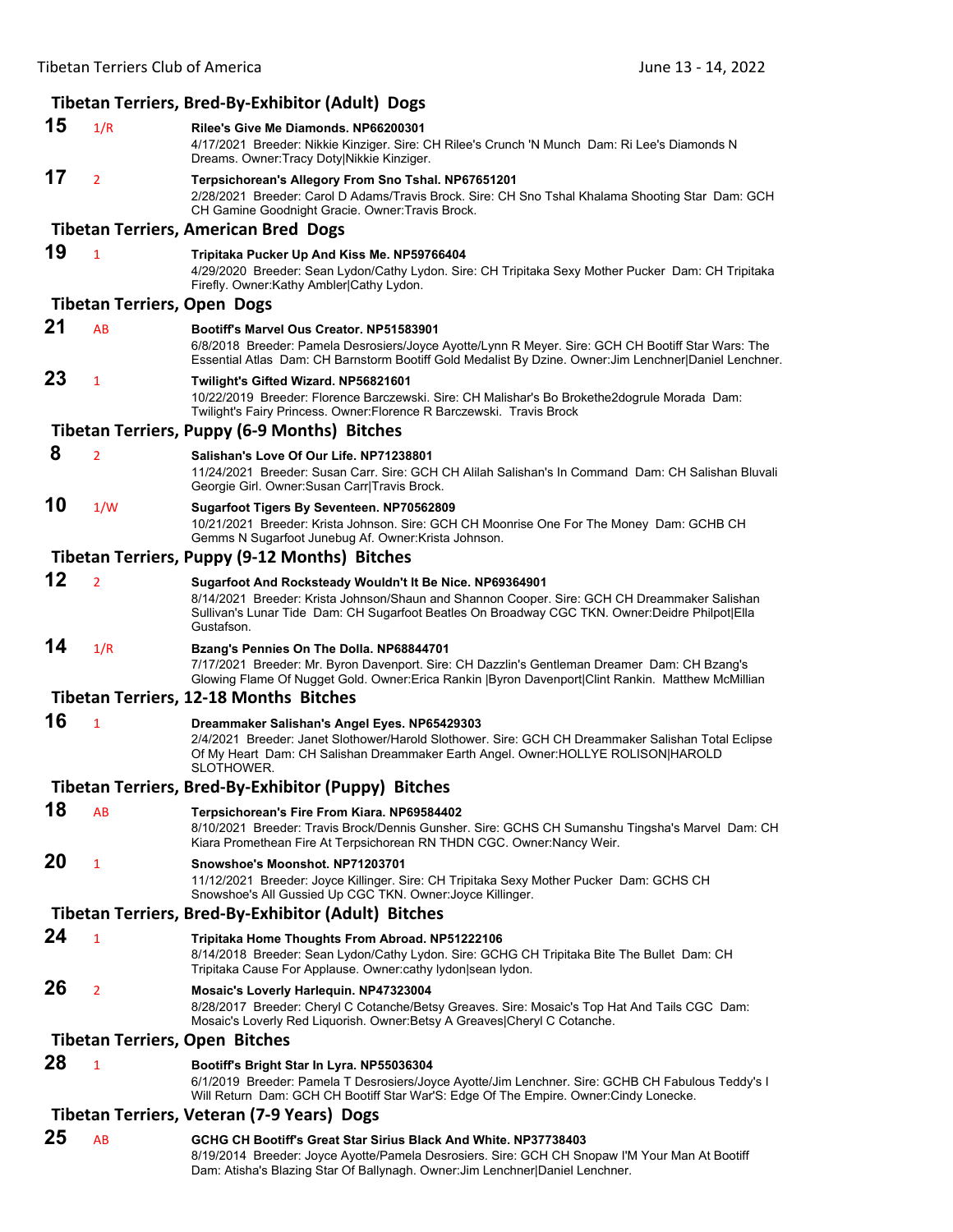### Tibetan Terriers, Bred-By-Exhibitor (Adult) Dogs

**15** 1/R **Rilee's Give Me Diamonds. NP66200301**
4/17/2021 Breeder: Nikkie Kinziger. Sire: CH Rilee's Crunch 'N Munch Dam: Ri Lee's Diamonds N Dreams. Owner:Tracy Doty|Nikkie Kinziger.

**17** 2 **Terpsichorean's Allegory From Sno Tshal. NP67651201**
2/28/2021 Breeder: Carol D Adams/Travis Brock. Sire: CH Sno Tshal Khalama Shooting Star Dam: GCH CH Gamine Goodnight Gracie. Owner:Travis Brock.

### Tibetan Terriers, American Bred Dogs

**19** 1 **Tripitaka Pucker Up And Kiss Me. NP59766404**
4/29/2020 Breeder: Sean Lydon/Cathy Lydon. Sire: CH Tripitaka Sexy Mother Pucker Dam: CH Tripitaka Firefly. Owner:Kathy Ambler|Cathy Lydon.

### Tibetan Terriers, Open Dogs

**21** AB **Bootiff's Marvel Ous Creator. NP51583901**
6/8/2018 Breeder: Pamela Desrosiers/Joyce Ayotte/Lynn R Meyer. Sire: GCH CH Bootiff Star Wars: The Essential Atlas Dam: CH Barnstorm Bootiff Gold Medalist By Dzine. Owner:Jim Lenchner|Daniel Lenchner.

**23** 1 **Twilight's Gifted Wizard. NP56821601**
10/22/2019 Breeder: Florence Barczewski. Sire: CH Malishar's Bo Brokethe2dogrule Morada Dam: Twilight's Fairy Princess. Owner:Florence R Barczewski. Travis Brock

### Tibetan Terriers, Puppy (6-9 Months) Bitches

**8** 2 **Salishan's Love Of Our Life. NP71238801**
11/24/2021 Breeder: Susan Carr. Sire: GCH CH Alilah Salishan's In Command Dam: CH Salishan Bluvali Georgie Girl. Owner:Susan Carr|Travis Brock.

**10** 1/W **Sugarfoot Tigers By Seventeen. NP70562809**
10/21/2021 Breeder: Krista Johnson. Sire: GCH CH Moonrise One For The Money Dam: GCHB CH Gemms N Sugarfoot Junebug Af. Owner:Krista Johnson.

### Tibetan Terriers, Puppy (9-12 Months) Bitches

**12** 2 **Sugarfoot And Rocksteady Wouldn't It Be Nice. NP69364901**
8/14/2021 Breeder: Krista Johnson/Shaun and Shannon Cooper. Sire: GCH CH Dreammaker Salishan Sullivan's Lunar Tide Dam: CH Sugarfoot Beatles On Broadway CGC TKN. Owner:Deidre Philpot|Ella Gustafson.

**14** 1/R **Bzang's Pennies On The Dolla. NP68844701**
7/17/2021 Breeder: Mr. Byron Davenport. Sire: CH Dazzlin's Gentleman Dreamer Dam: CH Bzang's Glowing Flame Of Nugget Gold. Owner:Erica Rankin |Byron Davenport|Clint Rankin. Matthew McMillian

### Tibetan Terriers, 12-18 Months Bitches

**16** 1 **Dreammaker Salishan's Angel Eyes. NP65429303**
2/4/2021 Breeder: Janet Slothower/Harold Slothower. Sire: GCH CH Dreammaker Salishan Total Eclipse Of My Heart Dam: CH Salishan Dreammaker Earth Angel. Owner:HOLLYE ROLISON|HAROLD SLOTHOWER.

### Tibetan Terriers, Bred-By-Exhibitor (Puppy) Bitches

**18** AB **Terpsichorean's Fire From Kiara. NP69584402**
8/10/2021 Breeder: Travis Brock/Dennis Gunsher. Sire: GCHS CH Sumanshu Tingsha's Marvel Dam: CH Kiara Promethean Fire At Terpsichorean RN THDN CGC. Owner:Nancy Weir.

**20** 1 **Snowshoe's Moonshot. NP71203701**
11/12/2021 Breeder: Joyce Killinger. Sire: CH Tripitaka Sexy Mother Pucker Dam: GCHS CH Snowshoe's All Gussied Up CGC TKN. Owner:Joyce Killinger.

### Tibetan Terriers, Bred-By-Exhibitor (Adult) Bitches

**24** 1 **Tripitaka Home Thoughts From Abroad. NP51222106**
8/14/2018 Breeder: Sean Lydon/Cathy Lydon. Sire: GCHG CH Tripitaka Bite The Bullet Dam: CH Tripitaka Cause For Applause. Owner:cathy lydon|sean lydon.

**26** 2 **Mosaic's Loverly Harlequin. NP47323004**
8/28/2017 Breeder: Cheryl C Cotanche/Betsy Greaves. Sire: Mosaic's Top Hat And Tails CGC Dam: Mosaic's Loverly Red Liquorish. Owner:Betsy A Greaves|Cheryl C Cotanche.

### Tibetan Terriers, Open Bitches

**28** 1 **Bootiff's Bright Star In Lyra. NP55036304**
6/1/2019 Breeder: Pamela T Desrosiers/Joyce Ayotte/Jim Lenchner. Sire: GCHB CH Fabulous Teddy's I Will Return Dam: GCH CH Bootiff Star War'S: Edge Of The Empire. Owner:Cindy Lonecke.

### Tibetan Terriers, Veteran (7-9 Years) Dogs

**25** AB **GCHG CH Bootiff's Great Star Sirius Black And White. NP37738403**
8/19/2014 Breeder: Joyce Ayotte/Pamela Desrosiers. Sire: GCH CH Snopaw I'M Your Man At Bootiff Dam: Atisha's Blazing Star Of Ballynagh. Owner:Jim Lenchner|Daniel Lenchner.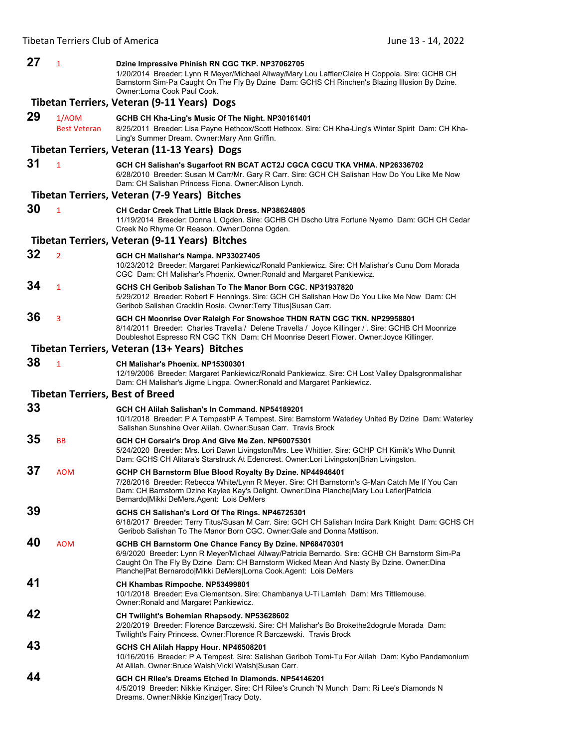**27** 1 **Dzine Impressive Phinish RN CGC TKP. NP37062705**
1/20/2014 Breeder: Lynn R Meyer/Michael Allway/Mary Lou Laffler/Claire H Coppola. Sire: GCHB CH Barnstorm Sim-Pa Caught On The Fly By Dzine Dam: GCHS CH Rinchen's Blazing Illusion By Dzine. Owner:Lorna Cook Paul Cook.

## Tibetan Terriers, Veteran (9-11 Years) Dogs

**29** 1/AOM Best Veteran **GCHB CH Kha-Ling's Music Of The Night. NP30161401**
8/25/2011 Breeder: Lisa Payne Hethcox/Scott Hethcox. Sire: CH Kha-Ling's Winter Spirit Dam: CH Kha-Ling's Summer Dream. Owner:Mary Ann Griffin.

## Tibetan Terriers, Veteran (11-13 Years) Dogs

**31** 1 **GCH CH Salishan's Sugarfoot RN BCAT ACT2J CGCA CGCU TKA VHMA. NP26336702**
6/28/2010 Breeder: Susan M Carr/Mr. Gary R Carr. Sire: GCH CH Salishan How Do You Like Me Now Dam: CH Salishan Princess Fiona. Owner:Alison Lynch.

## Tibetan Terriers, Veteran (7-9 Years) Bitches

**30** 1 **CH Cedar Creek That Little Black Dress. NP38624805**
11/19/2014 Breeder: Donna L Ogden. Sire: GCHB CH Dscho Utra Fortune Nyemo Dam: GCH CH Cedar Creek No Rhyme Or Reason. Owner:Donna Ogden.

## Tibetan Terriers, Veteran (9-11 Years) Bitches

**32** 2 **GCH CH Malishar's Nampa. NP33027405**
10/23/2012 Breeder: Margaret Pankiewicz/Ronald Pankiewicz. Sire: CH Malishar's Cunu Dom Morada CGC Dam: CH Malishar's Phoenix. Owner:Ronald and Margaret Pankiewicz.

**34** 1 **GCHS CH Geribob Salishan To The Manor Born CGC. NP31937820**
5/29/2012 Breeder: Robert F Hennings. Sire: GCH CH Salishan How Do You Like Me Now Dam: CH Geribob Salishan Cracklin Rosie. Owner:Terry Titus|Susan Carr.

**36** 3 **GCH CH Moonrise Over Raleigh For Snowshoe THDN RATN CGC TKN. NP29958801**
8/14/2011 Breeder: Charles Travella / Delene Travella / Joyce Killinger / . Sire: GCHB CH Moonrize Doubleshot Espresso RN CGC TKN Dam: CH Moonrise Desert Flower. Owner:Joyce Killinger.

## Tibetan Terriers, Veteran (13+ Years) Bitches

**38** 1 **CH Malishar's Phoenix. NP15300301**
12/19/2006 Breeder: Margaret Pankiewicz/Ronald Pankiewicz. Sire: CH Lost Valley Dpalsgronmalishar Dam: CH Malishar's Jigme Lingpa. Owner:Ronald and Margaret Pankiewicz.

## Tibetan Terriers, Best of Breed

**33** **GCH CH Alilah Salishan's In Command. NP54189201**
10/1/2018 Breeder: P A Tempest/P A Tempest. Sire: Barnstorm Waterley United By Dzine Dam: Waterley Salishan Sunshine Over Alilah. Owner:Susan Carr. Travis Brock

**35** BB **GCH CH Corsair's Drop And Give Me Zen. NP60075301**
5/24/2020 Breeder: Mrs. Lori Dawn Livingston/Mrs. Lee Whittier. Sire: GCHP CH Kimik's Who Dunnit Dam: GCHS CH Alitara's Starstruck At Edencrest. Owner:Lori Livingston|Brian Livingston.

**37** AOM **GCHP CH Barnstorm Blue Blood Royalty By Dzine. NP44946401**
7/28/2016 Breeder: Rebecca White/Lynn R Meyer. Sire: CH Barnstorm's G-Man Catch Me If You Can Dam: CH Barnstorm Dzine Kaylee Kay's Delight. Owner:Dina Planche|Mary Lou Lafler|Patricia Bernardo|Mikki DeMers.Agent: Lois DeMers

**39** **GCHS CH Salishan's Lord Of The Rings. NP46725301**
6/18/2017 Breeder: Terry Titus/Susan M Carr. Sire: GCH CH Salishan Indira Dark Knight Dam: GCHS CH Geribob Salishan To The Manor Born CGC. Owner:Gale and Donna Mattison.

**40** AOM **GCHB CH Barnstorm One Chance Fancy By Dzine. NP68470301**
6/9/2020 Breeder: Lynn R Meyer/Michael Allway/Patricia Bernardo. Sire: GCHB CH Barnstorm Sim-Pa Caught On The Fly By Dzine Dam: CH Barnstorm Wicked Mean And Nasty By Dzine. Owner:Dina Planche|Pat Bernarodo|Mikki DeMers|Lorna Cook.Agent: Lois DeMers

**41** **CH Khambas Rimpoche. NP53499801**
10/1/2018 Breeder: Eva Clementson. Sire: Chambanya U-Ti Lamleh Dam: Mrs Tittlemouse. Owner:Ronald and Margaret Pankiewicz.

**42** **CH Twilight's Bohemian Rhapsody. NP53628602**
2/20/2019 Breeder: Florence Barczewski. Sire: CH Malishar's Bo Brokethe2dogrule Morada Dam: Twilight's Fairy Princess. Owner:Florence R Barczewski. Travis Brock

**43** **GCHS CH Alilah Happy Hour. NP46508201**
10/16/2016 Breeder: P A Tempest. Sire: Salishan Geribob Tomi-Tu For Alilah Dam: Kybo Pandamonium At Alilah. Owner:Bruce Walsh|Vicki Walsh|Susan Carr.

**44** **GCH CH Rilee's Dreams Etched In Diamonds. NP54146201**
4/5/2019 Breeder: Nikkie Kinziger. Sire: CH Rilee's Crunch 'N Munch Dam: Ri Lee's Diamonds N Dreams. Owner:Nikkie Kinziger|Tracy Doty.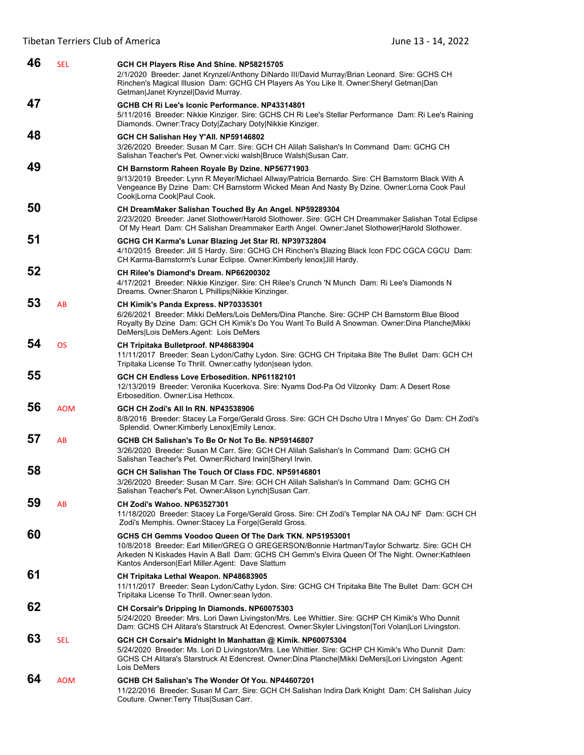**46** SEL **GCH CH Players Rise And Shine. NP58215705**
2/1/2020 Breeder: Janet Krynzel/Anthony DiNardo III/David Murray/Brian Leonard. Sire: GCHS CH Rinchen's Magical Illusion Dam: GCHG CH Players As You Like It. Owner:Sheryl Getman|Dan Getman|Janet Krynzel|David Murray.

**47** **GCHB CH Ri Lee's Iconic Performance. NP43314801**
5/11/2016 Breeder: Nikkie Kinziger. Sire: GCHS CH Ri Lee's Stellar Performance Dam: Ri Lee's Raining Diamonds. Owner:Tracy Doty|Zachary Doty|Nikkie Kinziger.

**48** **GCH CH Salishan Hey Y'All. NP59146802**
3/26/2020 Breeder: Susan M Carr. Sire: GCH CH Alilah Salishan's In Command Dam: GCHG CH Salishan Teacher's Pet. Owner:vicki walsh|Bruce Walsh|Susan Carr.

**49** **CH Barnstorm Raheen Royale By Dzine. NP56771903**
9/13/2019 Breeder: Lynn R Meyer/Michael Allway/Patricia Bernardo. Sire: CH Barnstorm Black With A Vengeance By Dzine Dam: CH Barnstorm Wicked Mean And Nasty By Dzine. Owner:Lorna Cook Paul Cook|Lorna Cook|Paul Cook.

**50** **CH DreamMaker Salishan Touched By An Angel. NP59289304**
2/23/2020 Breeder: Janet Slothower/Harold Slothower. Sire: GCH CH Dreammaker Salishan Total Eclipse Of My Heart Dam: CH Salishan Dreammaker Earth Angel. Owner:Janet Slothower|Harold Slothower.

**51** **GCHG CH Karma's Lunar Blazing Jet Star RI. NP39732804**
4/10/2015 Breeder: Jill S Hardy. Sire: GCHG CH Rinchen's Blazing Black Icon FDC CGCA CGCU Dam: CH Karma-Barnstorm's Lunar Eclipse. Owner:Kimberly lenox|Jill Hardy.

**52** **CH Rilee's Diamond's Dream. NP66200302**
4/17/2021 Breeder: Nikkie Kinziger. Sire: CH Rilee's Crunch 'N Munch Dam: Ri Lee's Diamonds N Dreams. Owner:Sharon L Phillips|Nikkie Kinzinger.

**53** AB **CH Kimik's Panda Express. NP70335301**
6/26/2021 Breeder: Mikki DeMers/Lois DeMers/Dina Planche. Sire: GCHP CH Barnstorm Blue Blood Royalty By Dzine Dam: GCH CH Kimik's Do You Want To Build A Snowman. Owner:Dina Planche|Mikki DeMers|Lois DeMers.Agent: Lois DeMers

**54** OS **CH Tripitaka Bulletproof. NP48683904**
11/11/2017 Breeder: Sean Lydon/Cathy Lydon. Sire: GCHG CH Tripitaka Bite The Bullet Dam: GCH CH Tripitaka License To Thrill. Owner:cathy lydon|sean lydon.

**55** **GCH CH Endless Love Erbosedition. NP61182101**
12/13/2019 Breeder: Veronika Kucerkova. Sire: Nyams Dod-Pa Od Vilzonky Dam: A Desert Rose Erbosedition. Owner:Lisa Hethcox.

**56** AOM **GCH CH Zodi's All In RN. NP43538906**
8/8/2016 Breeder: Stacey La Forge/Gerald Gross. Sire: GCH CH Dscho Utra I Mnyes' Go Dam: CH Zodi's Splendid. Owner:Kimberly Lenox|Emily Lenox.

**57** AB **GCHB CH Salishan's To Be Or Not To Be. NP59146807**
3/26/2020 Breeder: Susan M Carr. Sire: GCH CH Alilah Salishan's In Command Dam: GCHG CH Salishan Teacher's Pet. Owner:Richard Irwin|Sheryl Irwin.

**58** **GCH CH Salishan The Touch Of Class FDC. NP59146801**
3/26/2020 Breeder: Susan M Carr. Sire: GCH CH Alilah Salishan's In Command Dam: GCHG CH Salishan Teacher's Pet. Owner:Alison Lynch|Susan Carr.

**59** AB **CH Zodi's Wahoo. NP63527301**
11/18/2020 Breeder: Stacey La Forge/Gerald Gross. Sire: CH Zodi's Templar NA OAJ NF Dam: GCH CH Zodi's Memphis. Owner:Stacey La Forge|Gerald Gross.

**60** **GCHS CH Gemms Voodoo Queen Of The Dark TKN. NP51953001**
10/8/2018 Breeder: Earl Miller/GREG O GREGERSON/Bonnie Hartman/Taylor Schwartz. Sire: GCH CH Arkeden N Kiskades Havin A Ball Dam: GCHS CH Gemm's Elvira Queen Of The Night. Owner:Kathleen Kantos Anderson|Earl Miller.Agent: Dave Slattum

**61** **CH Tripitaka Lethal Weapon. NP48683905**
11/11/2017 Breeder: Sean Lydon/Cathy Lydon. Sire: GCHG CH Tripitaka Bite The Bullet Dam: GCH CH Tripitaka License To Thrill. Owner:sean lydon.

**62** **CH Corsair's Dripping In Diamonds. NP60075303**
5/24/2020 Breeder: Mrs. Lori Dawn Livingston/Mrs. Lee Whittier. Sire: GCHP CH Kimik's Who Dunnit Dam: GCHS CH Alitara's Starstruck At Edencrest. Owner:Skyler Livingston|Tori Volan|Lori Livingston.

**63** SEL **GCH CH Corsair's Midnight In Manhattan @ Kimik. NP60075304**
5/24/2020 Breeder: Ms. Lori D Livingston/Mrs. Lee Whittier. Sire: GCHP CH Kimik's Who Dunnit Dam: GCHS CH Alitara's Starstruck At Edencrest. Owner:Dina Planche|Mikki DeMers|Lori Livingston .Agent: Lois DeMers

**64** AOM **GCHB CH Salishan's The Wonder Of You. NP44607201**
11/22/2016 Breeder: Susan M Carr. Sire: GCH CH Salishan Indira Dark Knight Dam: CH Salishan Juicy Couture. Owner:Terry Titus|Susan Carr.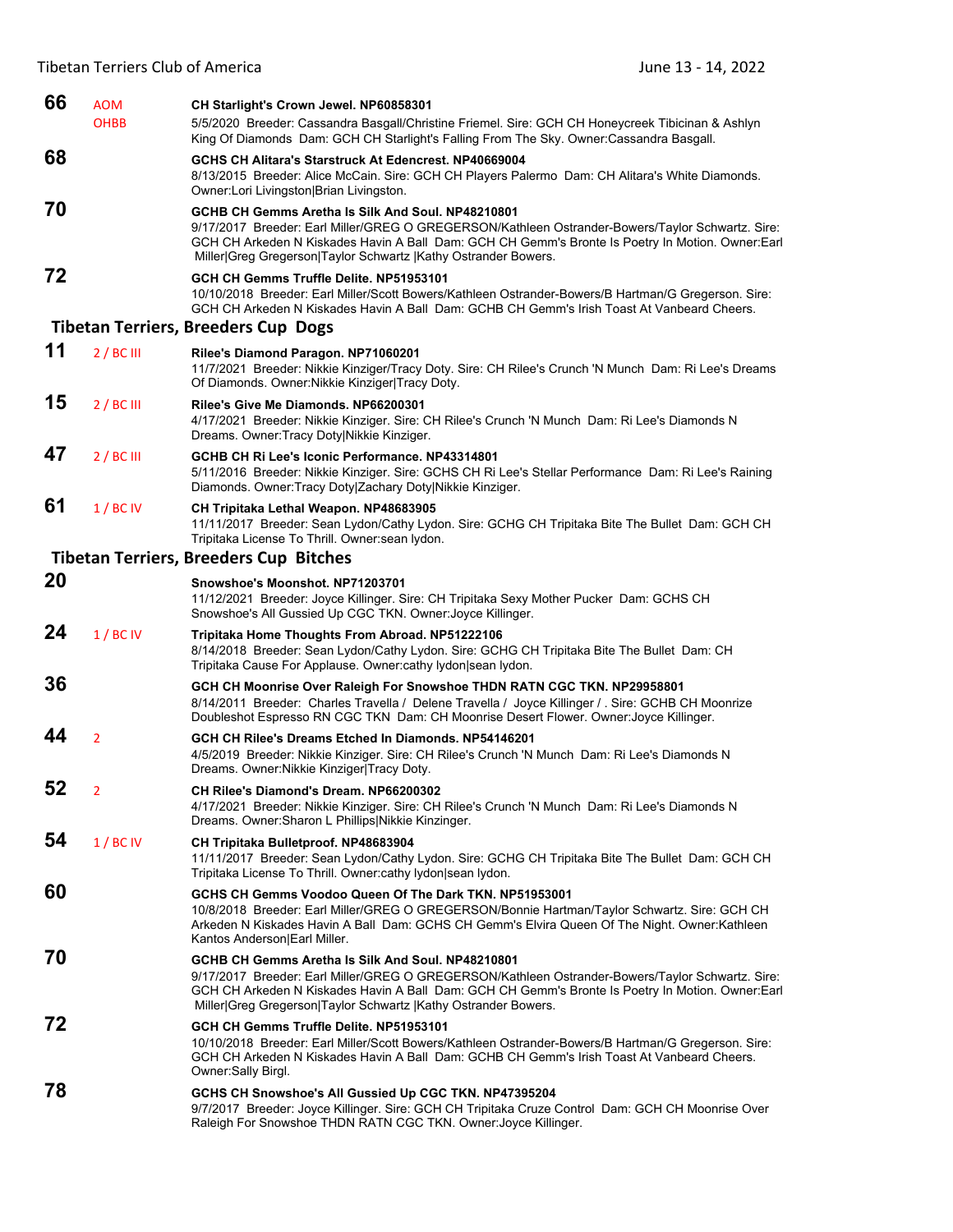**66** AOM OHBB **CH Starlight's Crown Jewel. NP60858301**
5/5/2020 Breeder: Cassandra Basgall/Christine Friemel. Sire: GCH CH Honeycreek Tibicinan & Ashlyn King Of Diamonds Dam: GCH CH Starlight's Falling From The Sky. Owner:Cassandra Basgall.

**68** **GCHS CH Alitara's Starstruck At Edencrest. NP40669004**
8/13/2015 Breeder: Alice McCain. Sire: GCH CH Players Palermo Dam: CH Alitara's White Diamonds. Owner:Lori Livingston|Brian Livingston.

**70** **GCHB CH Gemms Aretha Is Silk And Soul. NP48210801**
9/17/2017 Breeder: Earl Miller/GREG O GREGERSON/Kathleen Ostrander-Bowers/Taylor Schwartz. Sire: GCH CH Arkeden N Kiskades Havin A Ball Dam: GCH CH Gemm's Bronte Is Poetry In Motion. Owner:Earl Miller|Greg Gregerson|Taylor Schwartz |Kathy Ostrander Bowers.

**72** **GCH CH Gemms Truffle Delite. NP51953101**
10/10/2018 Breeder: Earl Miller/Scott Bowers/Kathleen Ostrander-Bowers/B Hartman/G Gregerson. Sire: GCH CH Arkeden N Kiskades Havin A Ball Dam: GCHB CH Gemm's Irish Toast At Vanbeard Cheers.

## Tibetan Terriers, Breeders Cup Dogs

**11** 2 / BC III **Rilee's Diamond Paragon. NP71060201**
11/7/2021 Breeder: Nikkie Kinziger/Tracy Doty. Sire: CH Rilee's Crunch 'N Munch Dam: Ri Lee's Dreams Of Diamonds. Owner:Nikkie Kinziger|Tracy Doty.

**15** 2 / BC III **Rilee's Give Me Diamonds. NP66200301**
4/17/2021 Breeder: Nikkie Kinziger. Sire: CH Rilee's Crunch 'N Munch Dam: Ri Lee's Diamonds N Dreams. Owner:Tracy Doty|Nikkie Kinziger.

**47** 2 / BC III **GCHB CH Ri Lee's Iconic Performance. NP43314801**
5/11/2016 Breeder: Nikkie Kinziger. Sire: GCHS CH Ri Lee's Stellar Performance Dam: Ri Lee's Raining Diamonds. Owner:Tracy Doty|Zachary Doty|Nikkie Kinziger.

**61** 1 / BC IV **CH Tripitaka Lethal Weapon. NP48683905**
11/11/2017 Breeder: Sean Lydon/Cathy Lydon. Sire: GCHG CH Tripitaka Bite The Bullet Dam: GCH CH Tripitaka License To Thrill. Owner:sean lydon.

## Tibetan Terriers, Breeders Cup Bitches

**20** **Snowshoe's Moonshot. NP71203701**
11/12/2021 Breeder: Joyce Killinger. Sire: CH Tripitaka Sexy Mother Pucker Dam: GCHS CH Snowshoe's All Gussied Up CGC TKN. Owner:Joyce Killinger.

**24** 1 / BC IV **Tripitaka Home Thoughts From Abroad. NP51222106**
8/14/2018 Breeder: Sean Lydon/Cathy Lydon. Sire: GCHG CH Tripitaka Bite The Bullet Dam: CH Tripitaka Cause For Applause. Owner:cathy lydon|sean lydon.

**36** **GCH CH Moonrise Over Raleigh For Snowshoe THDN RATN CGC TKN. NP29958801**
8/14/2011 Breeder: Charles Travella / Delene Travella / Joyce Killinger / . Sire: GCHB CH Moonrize Doubleshot Espresso RN CGC TKN Dam: CH Moonrise Desert Flower. Owner:Joyce Killinger.

**44** 2 **GCH CH Rilee's Dreams Etched In Diamonds. NP54146201**
4/5/2019 Breeder: Nikkie Kinziger. Sire: CH Rilee's Crunch 'N Munch Dam: Ri Lee's Diamonds N Dreams. Owner:Nikkie Kinziger|Tracy Doty.

**52** 2 **CH Rilee's Diamond's Dream. NP66200302**
4/17/2021 Breeder: Nikkie Kinziger. Sire: CH Rilee's Crunch 'N Munch Dam: Ri Lee's Diamonds N Dreams. Owner:Sharon L Phillips|Nikkie Kinzinger.

**54** 1 / BC IV **CH Tripitaka Bulletproof. NP48683904**
11/11/2017 Breeder: Sean Lydon/Cathy Lydon. Sire: GCHG CH Tripitaka Bite The Bullet Dam: GCH CH Tripitaka License To Thrill. Owner:cathy lydon|sean lydon.

**60** **GCHS CH Gemms Voodoo Queen Of The Dark TKN. NP51953001**
10/8/2018 Breeder: Earl Miller/GREG O GREGERSON/Bonnie Hartman/Taylor Schwartz. Sire: GCH CH Arkeden N Kiskades Havin A Ball Dam: GCHS CH Gemm's Elvira Queen Of The Night. Owner:Kathleen Kantos Anderson|Earl Miller.

**70** **GCHB CH Gemms Aretha Is Silk And Soul. NP48210801**
9/17/2017 Breeder: Earl Miller/GREG O GREGERSON/Kathleen Ostrander-Bowers/Taylor Schwartz. Sire: GCH CH Arkeden N Kiskades Havin A Ball Dam: GCH CH Gemm's Bronte Is Poetry In Motion. Owner:Earl Miller|Greg Gregerson|Taylor Schwartz |Kathy Ostrander Bowers.

**72** **GCH CH Gemms Truffle Delite. NP51953101**
10/10/2018 Breeder: Earl Miller/Scott Bowers/Kathleen Ostrander-Bowers/B Hartman/G Gregerson. Sire: GCH CH Arkeden N Kiskades Havin A Ball Dam: GCHB CH Gemm's Irish Toast At Vanbeard Cheers. Owner:Sally Birgl.

**78** **GCHS CH Snowshoe's All Gussied Up CGC TKN. NP47395204**
9/7/2017 Breeder: Joyce Killinger. Sire: GCH CH Tripitaka Cruze Control Dam: GCH CH Moonrise Over Raleigh For Snowshoe THDN RATN CGC TKN. Owner:Joyce Killinger.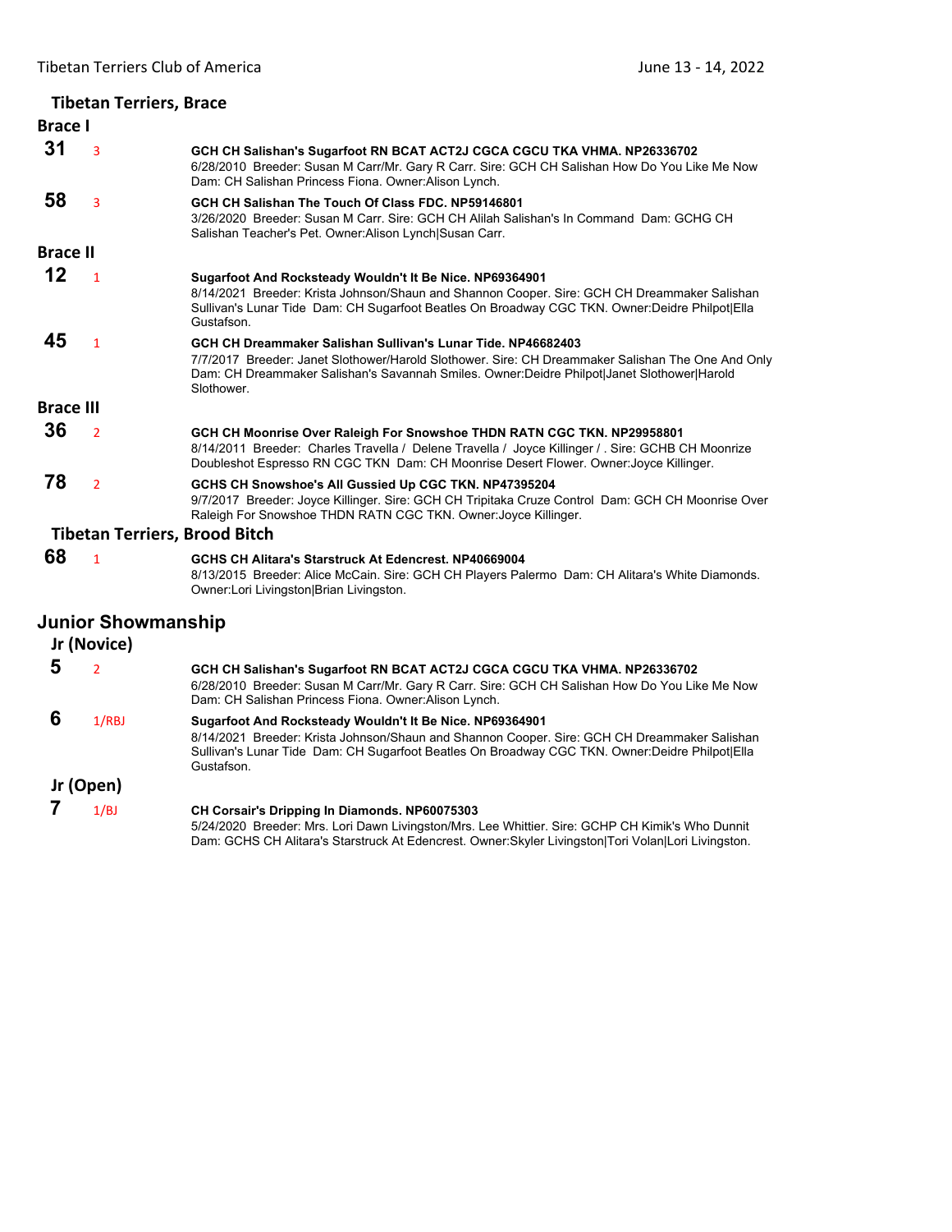## Tibetan Terriers, Brace

### Brace I

**31** 3 **GCH CH Salishan's Sugarfoot RN BCAT ACT2J CGCA CGCU TKA VHMA. NP26336702**
6/28/2010 Breeder: Susan M Carr/Mr. Gary R Carr. Sire: GCH CH Salishan How Do You Like Me Now Dam: CH Salishan Princess Fiona. Owner:Alison Lynch.

**58** 3 **GCH CH Salishan The Touch Of Class FDC. NP59146801**
3/26/2020 Breeder: Susan M Carr. Sire: GCH CH Alilah Salishan's In Command Dam: GCHG CH Salishan Teacher's Pet. Owner:Alison Lynch|Susan Carr.

### Brace II

**12** 1 **Sugarfoot And Rocksteady Wouldn't It Be Nice. NP69364901**
8/14/2021 Breeder: Krista Johnson/Shaun and Shannon Cooper. Sire: GCH CH Dreammaker Salishan Sullivan's Lunar Tide Dam: CH Sugarfoot Beatles On Broadway CGC TKN. Owner:Deidre Philpot|Ella Gustafson.

**45** 1 **GCH CH Dreammaker Salishan Sullivan's Lunar Tide. NP46682403**
7/7/2017 Breeder: Janet Slothower/Harold Slothower. Sire: CH Dreammaker Salishan The One And Only Dam: CH Dreammaker Salishan's Savannah Smiles. Owner:Deidre Philpot|Janet Slothower|Harold Slothower.

### Brace III

**36** 2 **GCH CH Moonrise Over Raleigh For Snowshoe THDN RATN CGC TKN. NP29958801**
8/14/2011 Breeder: Charles Travella / Delene Travella / Joyce Killinger / . Sire: GCHB CH Moonrize Doubleshot Espresso RN CGC TKN Dam: CH Moonrise Desert Flower. Owner:Joyce Killinger.

**78** 2 **GCHS CH Snowshoe's All Gussied Up CGC TKN. NP47395204**
9/7/2017 Breeder: Joyce Killinger. Sire: GCH CH Tripitaka Cruze Control Dam: GCH CH Moonrise Over Raleigh For Snowshoe THDN RATN CGC TKN. Owner:Joyce Killinger.

## Tibetan Terriers, Brood Bitch

**68** 1 **GCHS CH Alitara's Starstruck At Edencrest. NP40669004**
8/13/2015 Breeder: Alice McCain. Sire: GCH CH Players Palermo Dam: CH Alitara's White Diamonds. Owner:Lori Livingston|Brian Livingston.

# Junior Showmanship

### Jr (Novice)

**5** 2 **GCH CH Salishan's Sugarfoot RN BCAT ACT2J CGCA CGCU TKA VHMA. NP26336702**
6/28/2010 Breeder: Susan M Carr/Mr. Gary R Carr. Sire: GCH CH Salishan How Do You Like Me Now Dam: CH Salishan Princess Fiona. Owner:Alison Lynch.

**6** 1/RBJ **Sugarfoot And Rocksteady Wouldn't It Be Nice. NP69364901**
8/14/2021 Breeder: Krista Johnson/Shaun and Shannon Cooper. Sire: GCH CH Dreammaker Salishan Sullivan's Lunar Tide Dam: CH Sugarfoot Beatles On Broadway CGC TKN. Owner:Deidre Philpot|Ella Gustafson.

### Jr (Open)

**7** 1/BJ **CH Corsair's Dripping In Diamonds. NP60075303**
5/24/2020 Breeder: Mrs. Lori Dawn Livingston/Mrs. Lee Whittier. Sire: GCHP CH Kimik's Who Dunnit Dam: GCHS CH Alitara's Starstruck At Edencrest. Owner:Skyler Livingston|Tori Volan|Lori Livingston.